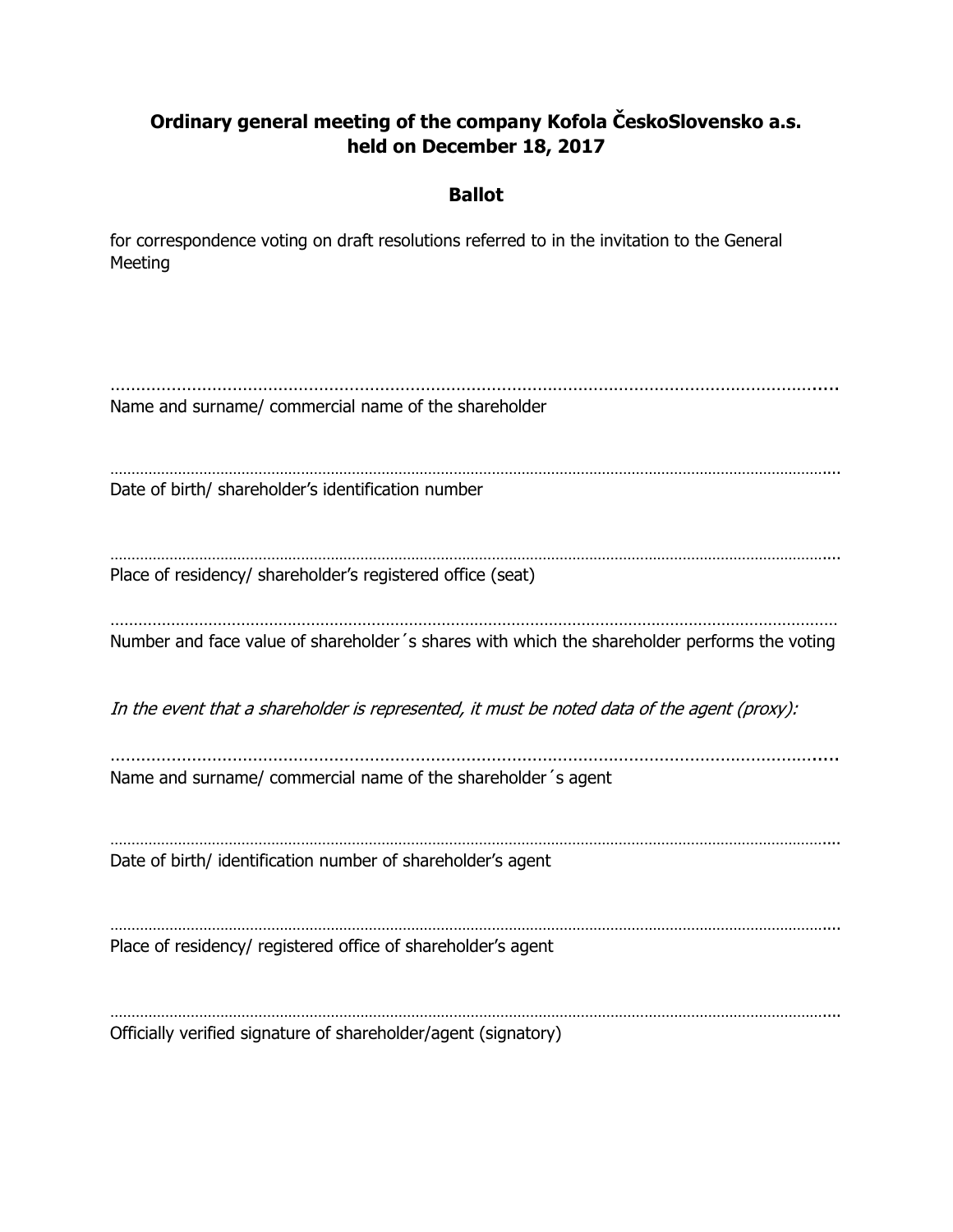**Ordinary general meeting of the company Kofola ČeskoSlovensko a.s. held on December 18, 2017**

**Ballot**

for correspondence voting on draft resolutions referred to in the invitation to the General Meeting

.........................................................................................................................................
Name and surname/ commercial name of the shareholder

.........................................................................................................................................
Date of birth/ shareholder's identification number

.........................................................................................................................................
Place of residency/ shareholder's registered office (seat)

.........................................................................................................................................
Number and face value of shareholder´s shares with which the shareholder performs the voting

*In the event that a shareholder is represented, it must be noted data of the agent (proxy):*

.........................................................................................................................................
Name and surname/ commercial name of the shareholder´s agent

.........................................................................................................................................
Date of birth/ identification number of shareholder's agent

.........................................................................................................................................
Place of residency/ registered office of shareholder's agent

.........................................................................................................................................
Officially verified signature of shareholder/agent (signatory)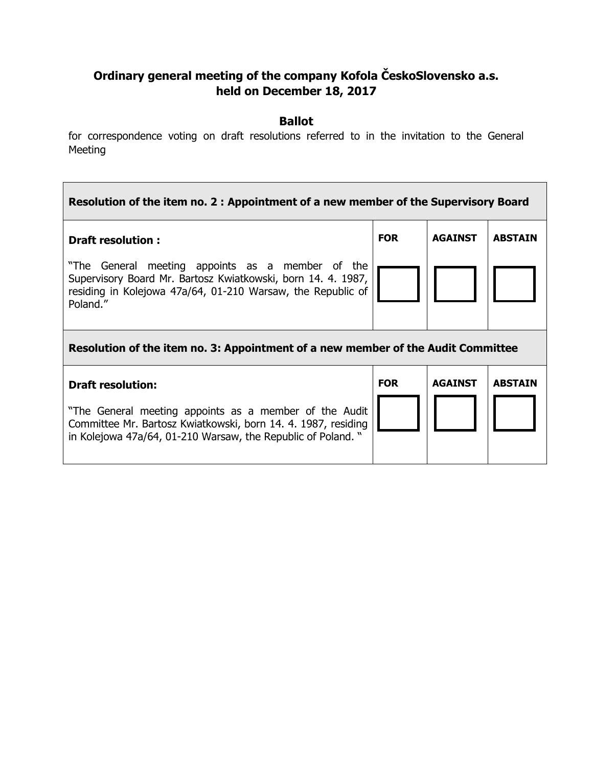**Ordinary general meeting of the company Kofola ČeskoSlovensko a.s.**
**held on December 18, 2017**

**Ballot**

for correspondence voting on draft resolutions referred to in the invitation to the General Meeting

| **Resolution of the item no. 2 : Appointment of a new member of the Supervisory Board** | | | |
|---|---|---|---|
| **Draft resolution :**<br><br>"The General meeting appoints as a member of the Supervisory Board Mr. Bartosz Kwiatkowski, born 14. 4. 1987, residing in Kolejowa 47a/64, 01-210 Warsaw, the Republic of Poland." | **FOR**<br><br>☐ | **AGAINST**<br><br>☐ | **ABSTAIN**<br><br>☐ |
| **Resolution of the item no. 3: Appointment of a new member of the Audit Committee** | | | |
| **Draft resolution:**<br><br>"The General meeting appoints as a member of the Audit Committee Mr. Bartosz Kwiatkowski, born 14. 4. 1987, residing in Kolejowa 47a/64, 01-210 Warsaw, the Republic of Poland. " | **FOR**<br><br>☐ | **AGAINST**<br><br>☐ | **ABSTAIN**<br><br>☐ |